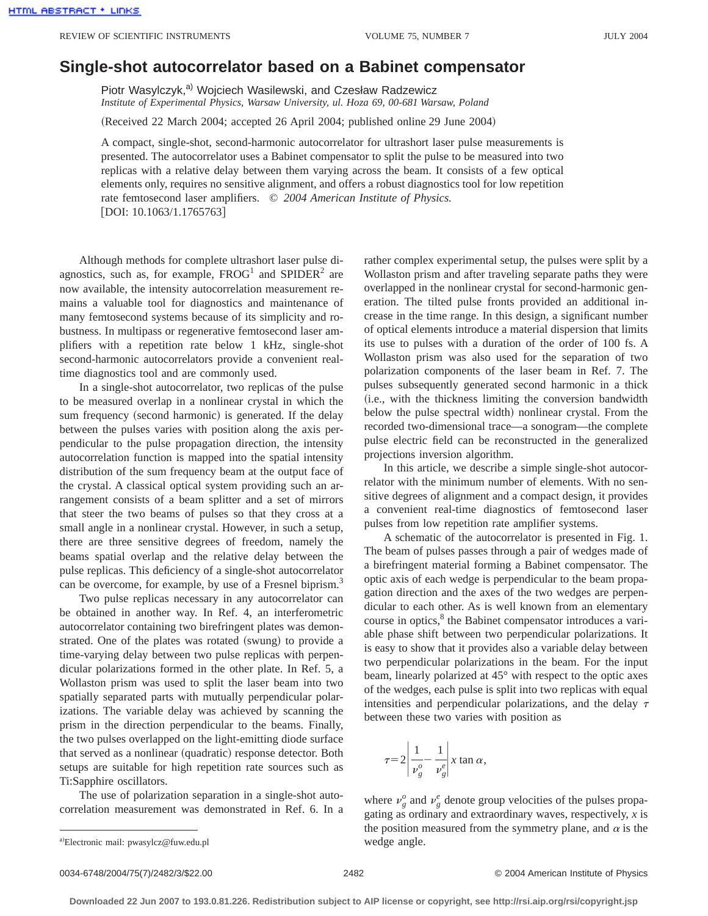# Single-shot autocorrelator based on a Babinet compensator

Piotr Wasylczyk,[a] Wojciech Wasilewski, and Czesław Radzewicz

*Institute of Experimental Physics, Warsaw University, ul. Hoza 69, 00-681 Warsaw, Poland*

(Received 22 March 2004; accepted 26 April 2004; published online 29 June 2004)

A compact, single-shot, second-harmonic autocorrelator for ultrashort laser pulse measurements is presented. The autocorrelator uses a Babinet compensator to split the pulse to be measured into two replicas with a relative delay between them varying across the beam. It consists of a few optical elements only, requires no sensitive alignment, and offers a robust diagnostics tool for low repetition rate femtosecond laser amplifiers. © *2004 American Institute of Physics.* [DOI: 10.1063/1.1765763]

Although methods for complete ultrashort laser pulse diagnostics, such as, for example, FROG[1] and SPIDER[2] are now available, the intensity autocorrelation measurement remains a valuable tool for diagnostics and maintenance of many femtosecond systems because of its simplicity and robustness. In multipass or regenerative femtosecond laser amplifiers with a repetition rate below 1 kHz, single-shot second-harmonic autocorrelators provide a convenient realtime diagnostics tool and are commonly used.

In a single-shot autocorrelator, two replicas of the pulse to be measured overlap in a nonlinear crystal in which the sum frequency (second harmonic) is generated. If the delay between the pulses varies with position along the axis perpendicular to the pulse propagation direction, the intensity autocorrelation function is mapped into the spatial intensity distribution of the sum frequency beam at the output face of the crystal. A classical optical system providing such an arrangement consists of a beam splitter and a set of mirrors that steer the two beams of pulses so that they cross at a small angle in a nonlinear crystal. However, in such a setup, there are three sensitive degrees of freedom, namely the beams spatial overlap and the relative delay between the pulse replicas. This deficiency of a single-shot autocorrelator can be overcome, for example, by use of a Fresnel biprism.[3]

Two pulse replicas necessary in any autocorrelator can be obtained in another way. In Ref. 4, an interferometric autocorrelator containing two birefringent plates was demonstrated. One of the plates was rotated (swung) to provide a time-varying delay between two pulse replicas with perpendicular polarizations formed in the other plate. In Ref. 5, a Wollaston prism was used to split the laser beam into two spatially separated parts with mutually perpendicular polarizations. The variable delay was achieved by scanning the prism in the direction perpendicular to the beams. Finally, the two pulses overlapped on the light-emitting diode surface that served as a nonlinear (quadratic) response detector. Both setups are suitable for high repetition rate sources such as Ti:Sapphire oscillators.

The use of polarization separation in a single-shot autocorrelation measurement was demonstrated in Ref. 6. In a rather complex experimental setup, the pulses were split by a Wollaston prism and after traveling separate paths they were overlapped in the nonlinear crystal for second-harmonic generation. The tilted pulse fronts provided an additional increase in the time range. In this design, a significant number of optical elements introduce a material dispersion that limits its use to pulses with a duration of the order of 100 fs. A Wollaston prism was also used for the separation of two polarization components of the laser beam in Ref. 7. The pulses subsequently generated second harmonic in a thick (i.e., with the thickness limiting the conversion bandwidth below the pulse spectral width) nonlinear crystal. From the recorded two-dimensional trace—a sonogram—the complete pulse electric field can be reconstructed in the generalized projections inversion algorithm.

In this article, we describe a simple single-shot autocorrelator with the minimum number of elements. With no sensitive degrees of alignment and a compact design, it provides a convenient real-time diagnostics of femtosecond laser pulses from low repetition rate amplifier systems.

A schematic of the autocorrelator is presented in Fig. 1. The beam of pulses passes through a pair of wedges made of a birefringent material forming a Babinet compensator. The optic axis of each wedge is perpendicular to the beam propagation direction and the axes of the two wedges are perpendicular to each other. As is well known from an elementary course in optics,[8] the Babinet compensator introduces a variable phase shift between two perpendicular polarizations. It is easy to show that it provides also a variable delay between two perpendicular polarizations in the beam. For the input beam, linearly polarized at 45° with respect to the optic axes of the wedges, each pulse is split into two replicas with equal intensities and perpendicular polarizations, and the delay $\tau$ between these two varies with position as

$$\tau = 2\left|\frac{1}{\nu_g^o} - \frac{1}{\nu_g^e}\right| x \tan\alpha,$$

where $\nu_g^o$ and $\nu_g^e$ denote group velocities of the pulses propagating as ordinary and extraordinary waves, respectively, $x$ is the position measured from the symmetry plane, and $\alpha$ is the wedge angle.

[a]Electronic mail: pwasylcz@fuw.edu.pl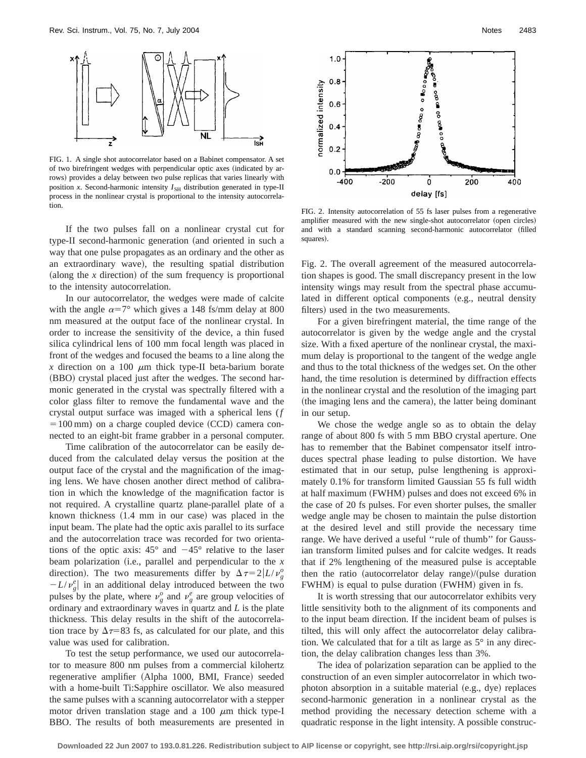FIG. 1. A single shot autocorrelator based on a Babinet compensator. A set of two birefringent wedges with perpendicular optic axes (indicated by arrows) provides a delay between two pulse replicas that varies linearly with position $x$. Second-harmonic intensity $I_{SH}$ distribution generated in type-II process in the nonlinear crystal is proportional to the intensity autocorrelation.

If the two pulses fall on a nonlinear crystal cut for type-II second-harmonic generation (and oriented in such a way that one pulse propagates as an ordinary and the other as an extraordinary wave), the resulting spatial distribution (along the $x$ direction) of the sum frequency is proportional to the intensity autocorrelation.

In our autocorrelator, the wedges were made of calcite with the angle $\alpha = 7°$ which gives a 148 fs/mm delay at 800 nm measured at the output face of the nonlinear crystal. In order to increase the sensitivity of the device, a thin fused silica cylindrical lens of 100 mm focal length was placed in front of the wedges and focused the beams to a line along the $x$ direction on a 100 $\mu$m thick type-II beta-barium borate (BBO) crystal placed just after the wedges. The second harmonic generated in the crystal was spectrally filtered with a color glass filter to remove the fundamental wave and the crystal output surface was imaged with a spherical lens ($f = 100$ mm) on a charge coupled device (CCD) camera connected to an eight-bit frame grabber in a personal computer.

Time calibration of the autocorrelator can be easily deduced from the calculated delay versus the position at the output face of the crystal and the magnification of the imaging lens. We have chosen another direct method of calibration in which the knowledge of the magnification factor is not required. A crystalline quartz plane-parallel plate of a known thickness (1.4 mm in our case) was placed in the input beam. The plate had the optic axis parallel to its surface and the autocorrelation trace was recorded for two orientations of the optic axis: 45° and −45° relative to the laser beam polarization (i.e., parallel and perpendicular to the $x$ direction). The two measurements differ by $\Delta\tau = 2|L/\nu_g^o - L/\nu_g^e|$ in an additional delay introduced between the two pulses by the plate, where $\nu_g^o$ and $\nu_g^e$ are group velocities of ordinary and extraordinary waves in quartz and $L$ is the plate thickness. This delay results in the shift of the autocorrelation trace by $\Delta\tau = 83$ fs, as calculated for our plate, and this value was used for calibration.

To test the setup performance, we used our autocorrelator to measure 800 nm pulses from a commercial kilohertz regenerative amplifier (Alpha 1000, BMI, France) seeded with a home-built Ti:Sapphire oscillator. We also measured the same pulses with a scanning autocorrelator with a stepper motor driven translation stage and a 100 $\mu$m thick type-I BBO. The results of both measurements are presented in Fig. 2. The overall agreement of the measured autocorrelation shapes is good. The small discrepancy present in the low intensity wings may result from the spectral phase accumulated in different optical components (e.g., neutral density filters) used in the two measurements.

FIG. 2. Intensity autocorrelation of 55 fs laser pulses from a regenerative amplifier measured with the new single-shot autocorrelator (open circles) and with a standard scanning second-harmonic autocorrelator (filled squares).

For a given birefringent material, the time range of the autocorrelator is given by the wedge angle and the crystal size. With a fixed aperture of the nonlinear crystal, the maximum delay is proportional to the tangent of the wedge angle and thus to the total thickness of the wedges set. On the other hand, the time resolution is determined by diffraction effects in the nonlinear crystal and the resolution of the imaging part (the imaging lens and the camera), the latter being dominant in our setup.

We chose the wedge angle so as to obtain the delay range of about 800 fs with 5 mm BBO crystal aperture. One has to remember that the Babinet compensator itself introduces spectral phase leading to pulse distortion. We have estimated that in our setup, pulse lengthening is approximately 0.1% for transform limited Gaussian 55 fs full width at half maximum (FWHM) pulses and does not exceed 6% in the case of 20 fs pulses. For even shorter pulses, the smaller wedge angle may be chosen to maintain the pulse distortion at the desired level and still provide the necessary time range. We have derived a useful "rule of thumb" for Gaussian transform limited pulses and for calcite wedges. It reads that if 2% lengthening of the measured pulse is acceptable then the ratio (autocorrelator delay range)/(pulse duration FWHM) is equal to pulse duration (FWHM) given in fs.

It is worth stressing that our autocorrelator exhibits very little sensitivity both to the alignment of its components and to the input beam direction. If the incident beam of pulses is tilted, this will only affect the autocorrelator delay calibration. We calculated that for a tilt as large as 5° in any direction, the delay calibration changes less than 3%.

The idea of polarization separation can be applied to the construction of an even simpler autocorrelator in which two-photon absorption in a suitable material (e.g., dye) replaces second-harmonic generation in a nonlinear crystal as the method providing the necessary detection scheme with a quadratic response in the light intensity. A possible construc-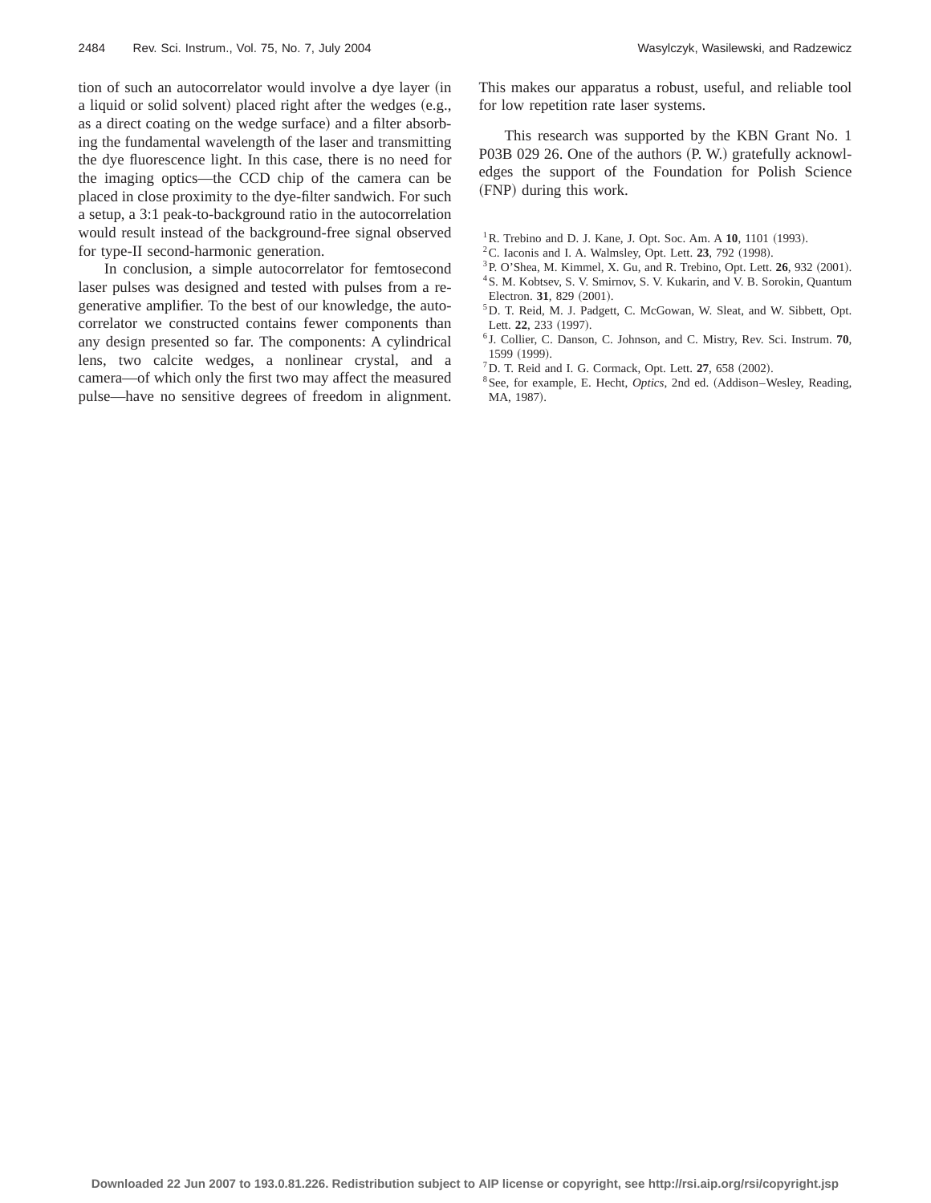tion of such an autocorrelator would involve a dye layer (in a liquid or solid solvent) placed right after the wedges (e.g., as a direct coating on the wedge surface) and a filter absorbing the fundamental wavelength of the laser and transmitting the dye fluorescence light. In this case, there is no need for the imaging optics—the CCD chip of the camera can be placed in close proximity to the dye-filter sandwich. For such a setup, a 3:1 peak-to-background ratio in the autocorrelation would result instead of the background-free signal observed for type-II second-harmonic generation.

In conclusion, a simple autocorrelator for femtosecond laser pulses was designed and tested with pulses from a regenerative amplifier. To the best of our knowledge, the autocorrelator we constructed contains fewer components than any design presented so far. The components: A cylindrical lens, two calcite wedges, a nonlinear crystal, and a camera—of which only the first two may affect the measured pulse—have no sensitive degrees of freedom in alignment. This makes our apparatus a robust, useful, and reliable tool for low repetition rate laser systems.

This research was supported by the KBN Grant No. 1 P03B 029 26. One of the authors (P. W.) gratefully acknowledges the support of the Foundation for Polish Science (FNP) during this work.

[1] R. Trebino and D. J. Kane, J. Opt. Soc. Am. A **10**, 1101 (1993).
[2] C. Iaconis and I. A. Walmsley, Opt. Lett. **23**, 792 (1998).
[3] P. O'Shea, M. Kimmel, X. Gu, and R. Trebino, Opt. Lett. **26**, 932 (2001).
[4] S. M. Kobtsev, S. V. Smirnov, S. V. Kukarin, and V. B. Sorokin, Quantum Electron. **31**, 829 (2001).
[5] D. T. Reid, M. J. Padgett, C. McGowan, W. Sleat, and W. Sibbett, Opt. Lett. **22**, 233 (1997).
[6] J. Collier, C. Danson, C. Johnson, and C. Mistry, Rev. Sci. Instrum. **70**, 1599 (1999).
[7] D. T. Reid and I. G. Cormack, Opt. Lett. **27**, 658 (2002).
[8] See, for example, E. Hecht, *Optics*, 2nd ed. (Addison–Wesley, Reading, MA, 1987).